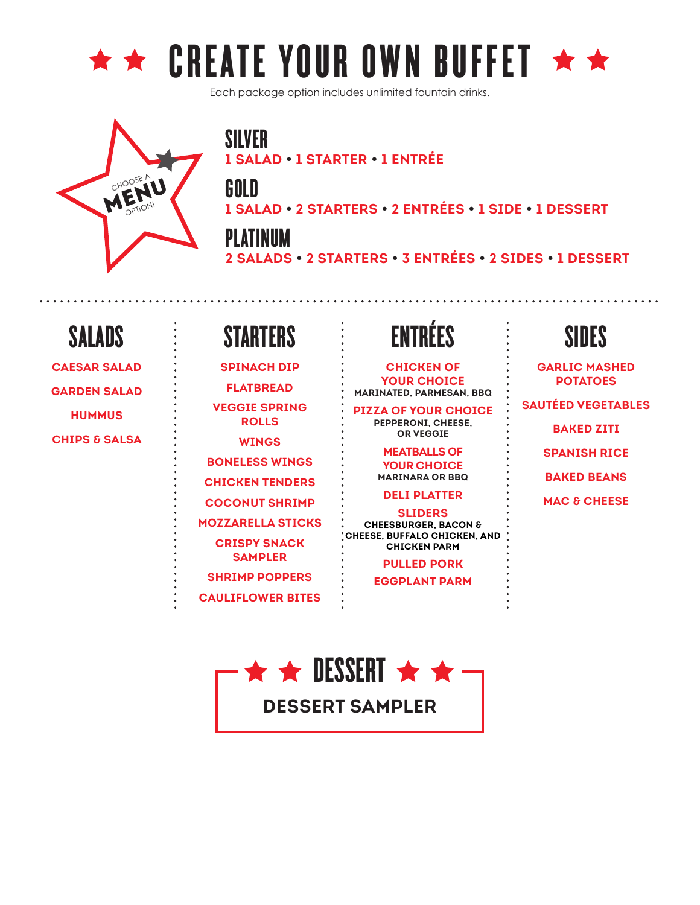# ★ ★ CREATE YOUR OWN BUFFET ★ ★

Each package option includes unlimited fountain drinks.

CHOOSE A MENU OPTION!

## SILVER

**1 SALAD • 1 STARTER • 1 ENTRÉE**

## GOLD

**1 SALAD • 2 STARTERS • 2 ENTRÉES • 1 SIDE • 1 DESSERT**

## PLATINUM

**2 SALADS • 2 STARTERS • 3 ENTRÉES • 2 SIDES • 1 DESSERT**

---

## SALADS

- CAESAR SALAD
- GARDEN SALAD
- HUMMUS
- CHIPS & SALSA

## STARTERS

- SPINACH DIP
- FLATBREAD
- VEGGIE SPRING ROLLS
- WINGS
- BONELESS WINGS
- CHICKEN TENDERS
- COCONUT SHRIMP
- MOZZARELLA STICKS
- CRISPY SNACK SAMPLER
- SHRIMP POPPERS
- CAULIFLOWER BITES

## ENTRÉES

- CHICKEN OF YOUR CHOICE
  MARINATED, PARMESAN, BBQ
- PIZZA OF YOUR CHOICE
  PEPPERONI, CHEESE, OR VEGGIE
- MEATBALLS OF YOUR CHOICE
  MARINARA OR BBQ
- DELI PLATTER
- SLIDERS
  CHEESBURGER, BACON & CHEESE, BUFFALO CHICKEN, AND CHICKEN PARM
- PULLED PORK
- EGGPLANT PARM

## SIDES

- GARLIC MASHED POTATOES
- SAUTÉED VEGETABLES
- BAKED ZITI
- SPANISH RICE
- BAKED BEANS
- MAC & CHEESE

## ★ ★ DESSERT ★ ★

**DESSERT SAMPLER**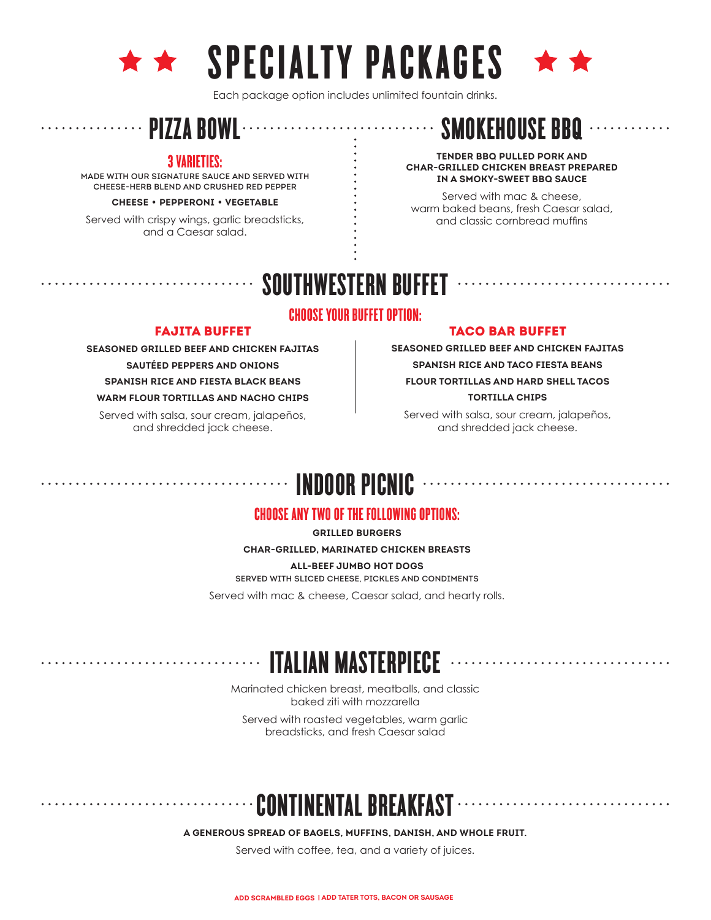# ★★ SPECIALTY PACKAGES ★★

Each package option includes unlimited fountain drinks.

## PIZZA BOWL

### 3 VARIETIES:

**MADE WITH OUR SIGNATURE SAUCE AND SERVED WITH CHEESE-HERB BLEND AND CRUSHED RED PEPPER**

**CHEESE • PEPPERONI • VEGETABLE**

Served with crispy wings, garlic breadsticks, and a Caesar salad.

## SMOKEHOUSE BBQ

**TENDER BBQ PULLED PORK AND CHAR-GRILLED CHICKEN BREAST PREPARED IN A SMOKY-SWEET BBQ SAUCE**

Served with mac & cheese, warm baked beans, fresh Caesar salad, and classic cornbread muffins

## SOUTHWESTERN BUFFET

### CHOOSE YOUR BUFFET OPTION:

### FAJITA BUFFET

**SEASONED GRILLED BEEF AND CHICKEN FAJITAS**

**SAUTÉED PEPPERS AND ONIONS**

**SPANISH RICE AND FIESTA BLACK BEANS**

**WARM FLOUR TORTILLAS AND NACHO CHIPS**

Served with salsa, sour cream, jalapeños, and shredded jack cheese.

### TACO BAR BUFFET

**SEASONED GRILLED BEEF AND CHICKEN FAJITAS**

**SPANISH RICE AND TACO FIESTA BEANS**

**FLOUR TORTILLAS AND HARD SHELL TACOS**

**TORTILLA CHIPS**

Served with salsa, sour cream, jalapeños, and shredded jack cheese.

## INDOOR PICNIC

### CHOOSE ANY TWO OF THE FOLLOWING OPTIONS:

**GRILLED BURGERS**

**CHAR-GRILLED, MARINATED CHICKEN BREASTS**

**ALL-BEEF JUMBO HOT DOGS**

**SERVED WITH SLICED CHEESE, PICKLES AND CONDIMENTS**

Served with mac & cheese, Caesar salad, and hearty rolls.

## ITALIAN MASTERPIECE

Marinated chicken breast, meatballs, and classic baked ziti with mozzarella

Served with roasted vegetables, warm garlic breadsticks, and fresh Caesar salad

## CONTINENTAL BREAKFAST

**A GENEROUS SPREAD OF BAGELS, MUFFINS, DANISH, AND WHOLE FRUIT.**

Served with coffee, tea, and a variety of juices.

**ADD SCRAMBLED EGGS | ADD TATER TOTS, BACON OR SAUSAGE**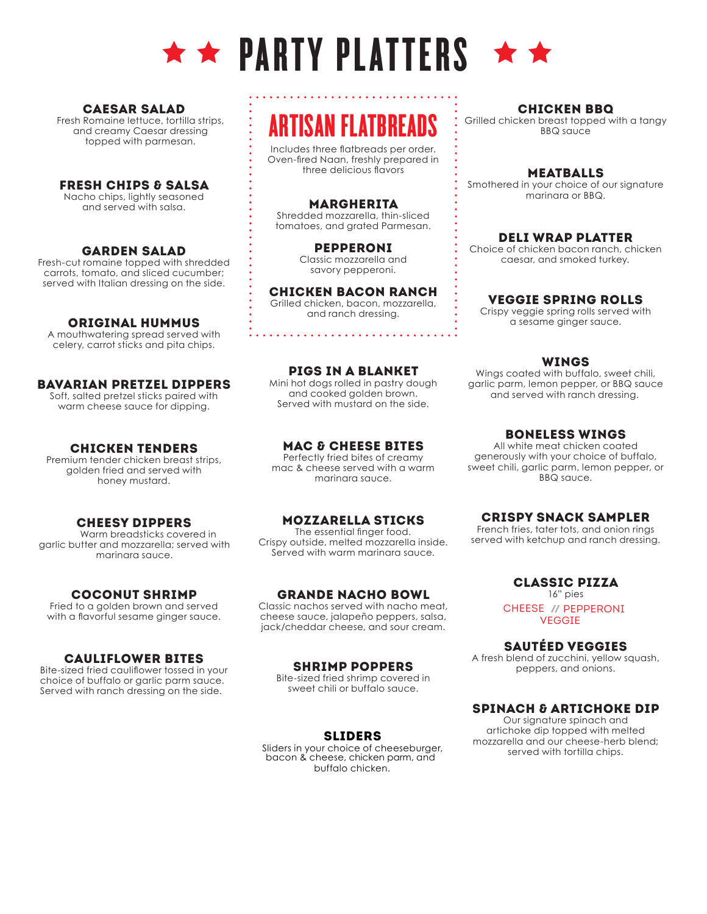# ★ ★ PARTY PLATTERS ★ ★

### CAESAR SALAD
Fresh Romaine lettuce, tortilla strips, and creamy Caesar dressing topped with parmesan.

### FRESH CHIPS & SALSA
Nacho chips, lightly seasoned and served with salsa.

### GARDEN SALAD
Fresh-cut romaine topped with shredded carrots, tomato, and sliced cucumber; served with Italian dressing on the side.

### ORIGINAL HUMMUS
A mouthwatering spread served with celery, carrot sticks and pita chips.

### BAVARIAN PRETZEL DIPPERS
Soft, salted pretzel sticks paired with warm cheese sauce for dipping.

### CHICKEN TENDERS
Premium tender chicken breast strips, golden fried and served with honey mustard.

### CHEESY DIPPERS
Warm breadsticks covered in garlic butter and mozzarella; served with marinara sauce.

### COCONUT SHRIMP
Fried to a golden brown and served with a flavorful sesame ginger sauce.

### CAULIFLOWER BITES
Bite-sized fried cauliflower tossed in your choice of buffalo or garlic parm sauce. Served with ranch dressing on the side.

## ARTISAN FLATBREADS
Includes three flatbreads per order. Oven-fired Naan, freshly prepared in three delicious flavors

### MARGHERITA
Shredded mozzarella, thin-sliced tomatoes, and grated Parmesan.

### PEPPERONI
Classic mozzarella and savory pepperoni.

### CHICKEN BACON RANCH
Grilled chicken, bacon, mozzarella, and ranch dressing.

### PIGS IN A BLANKET
Mini hot dogs rolled in pastry dough and cooked golden brown. Served with mustard on the side.

### MAC & CHEESE BITES
Perfectly fried bites of creamy mac & cheese served with a warm marinara sauce.

### MOZZARELLA STICKS
The essential finger food. Crispy outside, melted mozzarella inside. Served with warm marinara sauce.

### GRANDE NACHO BOWL
Classic nachos served with nacho meat, cheese sauce, jalapeño peppers, salsa, jack/cheddar cheese, and sour cream.

### SHRIMP POPPERS
Bite-sized fried shrimp covered in sweet chili or buffalo sauce.

### SLIDERS
Sliders in your choice of cheeseburger, bacon & cheese, chicken parm, and buffalo chicken.

### CHICKEN BBQ
Grilled chicken breast topped with a tangy BBQ sauce

### MEATBALLS
Smothered in your choice of our signature marinara or BBQ.

### DELI WRAP PLATTER
Choice of chicken bacon ranch, chicken caesar, and smoked turkey.

### VEGGIE SPRING ROLLS
Crispy veggie spring rolls served with a sesame ginger sauce.

### WINGS
Wings coated with buffalo, sweet chili, garlic parm, lemon pepper, or BBQ sauce and served with ranch dressing.

### BONELESS WINGS
All white meat chicken coated generously with your choice of buffalo, sweet chili, garlic parm, lemon pepper, or BBQ sauce.

### CRISPY SNACK SAMPLER
French fries, tater tots, and onion rings served with ketchup and ranch dressing.

### CLASSIC PIZZA
16" pies

CHEESE // PEPPERONI
VEGGIE

### SAUTÉED VEGGIES
A fresh blend of zucchini, yellow squash, peppers, and onions.

### SPINACH & ARTICHOKE DIP
Our signature spinach and artichoke dip topped with melted mozzarella and our cheese-herb blend; served with tortilla chips.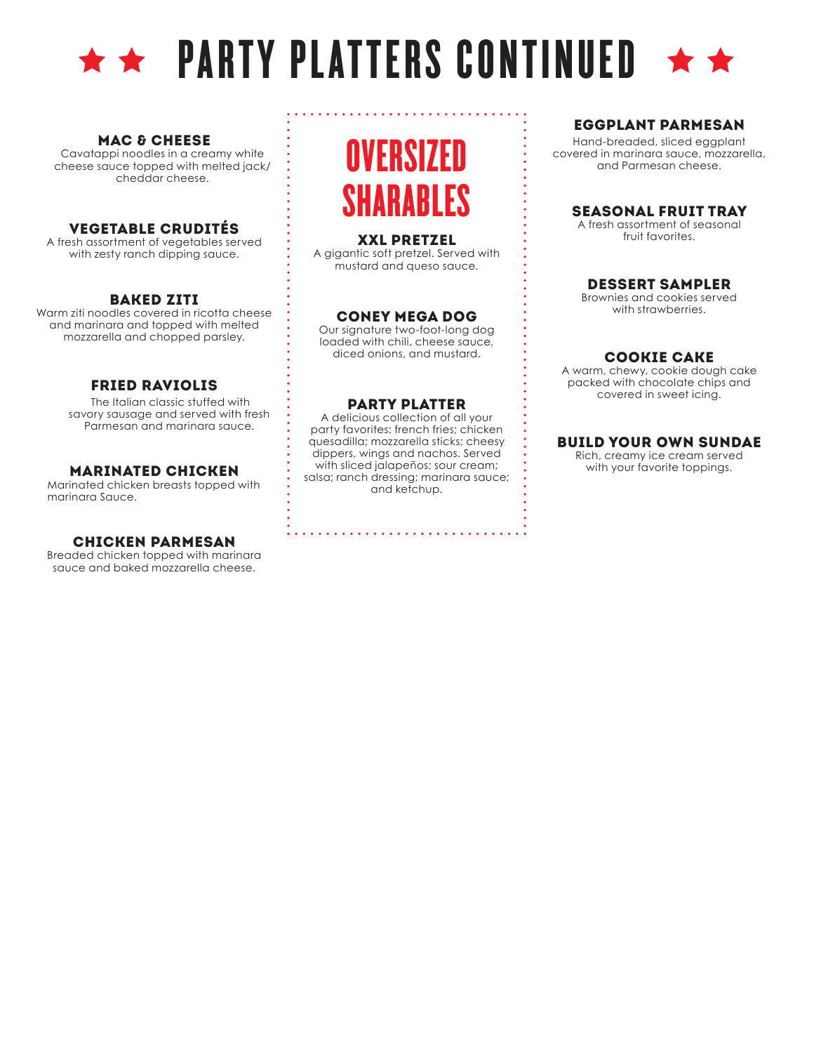# ★ ★ PARTY PLATTERS CONTINUED ★ ★

### MAC & CHEESE

Cavatappi noodles in a creamy white cheese sauce topped with melted jack/ cheddar cheese.

### VEGETABLE CRUDITÉS

A fresh assortment of vegetables served with zesty ranch dipping sauce.

### BAKED ZITI

Warm ziti noodles covered in ricotta cheese and marinara and topped with melted mozzarella and chopped parsley.

### FRIED RAVIOLIS

The Italian classic stuffed with savory sausage and served with fresh Parmesan and marinara sauce.

### MARINATED CHICKEN

Marinated chicken breasts topped with marinara Sauce.

### CHICKEN PARMESAN

Breaded chicken topped with marinara sauce and baked mozzarella cheese.

## OVERSIZED SHARABLES

### XXL PRETZEL

A gigantic soft pretzel. Served with mustard and queso sauce.

### CONEY MEGA DOG

Our signature two-foot-long dog loaded with chili, cheese sauce, diced onions, and mustard.

### PARTY PLATTER

A delicious collection of all your party favorites: french fries; chicken quesadilla; mozzarella sticks; cheesy dippers, wings and nachos. Served with sliced jalapeños; sour cream; salsa; ranch dressing; marinara sauce; and ketchup.

### EGGPLANT PARMESAN

Hand-breaded, sliced eggplant covered in marinara sauce, mozzarella, and Parmesan cheese.

### SEASONAL FRUIT TRAY

A fresh assortment of seasonal fruit favorites.

### DESSERT SAMPLER

Brownies and cookies served with strawberries.

### COOKIE CAKE

A warm, chewy, cookie dough cake packed with chocolate chips and covered in sweet icing.

### BUILD YOUR OWN SUNDAE

Rich, creamy ice cream served with your favorite toppings.